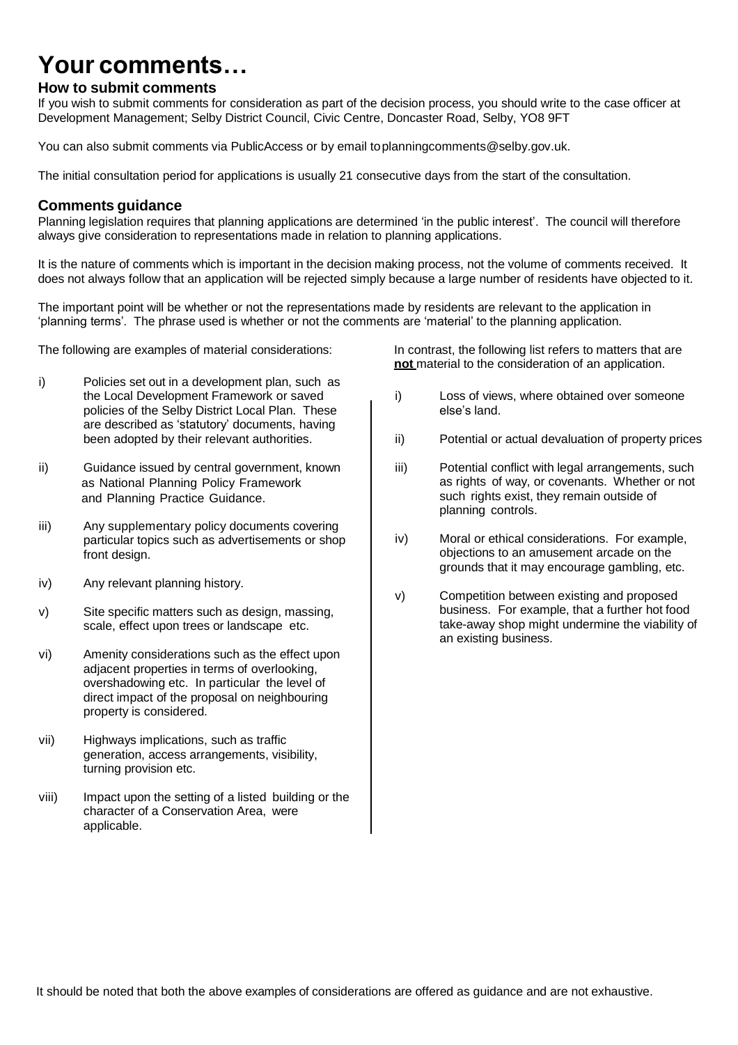# Your comments…

## How to submit comments

If you wish to submit comments for consideration as part of the decision process, you should write to the case officer at Development Management; Selby District Council, Civic Centre, Doncaster Road, Selby, YO8 9FT

You can also submit comments via PublicAccess or by email to planningcomments@selby.gov.uk.

The initial consultation period for applications is usually 21 consecutive days from the start of the consultation.

## Comments guidance

Planning legislation requires that planning applications are determined 'in the public interest'. The council will therefore always give consideration to representations made in relation to planning applications.

It is the nature of comments which is important in the decision making process, not the volume of comments received. It does not always follow that an application will be rejected simply because a large number of residents have objected to it.

The important point will be whether or not the representations made by residents are relevant to the application in 'planning terms'. The phrase used is whether or not the comments are 'material' to the planning application.

The following are examples of material considerations:

i) Policies set out in a development plan, such as the Local Development Framework or saved policies of the Selby District Local Plan. These are described as 'statutory' documents, having been adopted by their relevant authorities.

ii) Guidance issued by central government, known as National Planning Policy Framework and Planning Practice Guidance.

iii) Any supplementary policy documents covering particular topics such as advertisements or shop front design.

iv) Any relevant planning history.

v) Site specific matters such as design, massing, scale, effect upon trees or landscape etc.

vi) Amenity considerations such as the effect upon adjacent properties in terms of overlooking, overshadowing etc. In particular the level of direct impact of the proposal on neighbouring property is considered.

vii) Highways implications, such as traffic generation, access arrangements, visibility, turning provision etc.

viii) Impact upon the setting of a listed building or the character of a Conservation Area, were applicable.

In contrast, the following list refers to matters that are **not** material to the consideration of an application.

i) Loss of views, where obtained over someone else's land.

ii) Potential or actual devaluation of property prices

iii) Potential conflict with legal arrangements, such as rights of way, or covenants. Whether or not such rights exist, they remain outside of planning controls.

iv) Moral or ethical considerations. For example, objections to an amusement arcade on the grounds that it may encourage gambling, etc.

v) Competition between existing and proposed business. For example, that a further hot food take-away shop might undermine the viability of an existing business.

It should be noted that both the above examples of considerations are offered as guidance and are not exhaustive.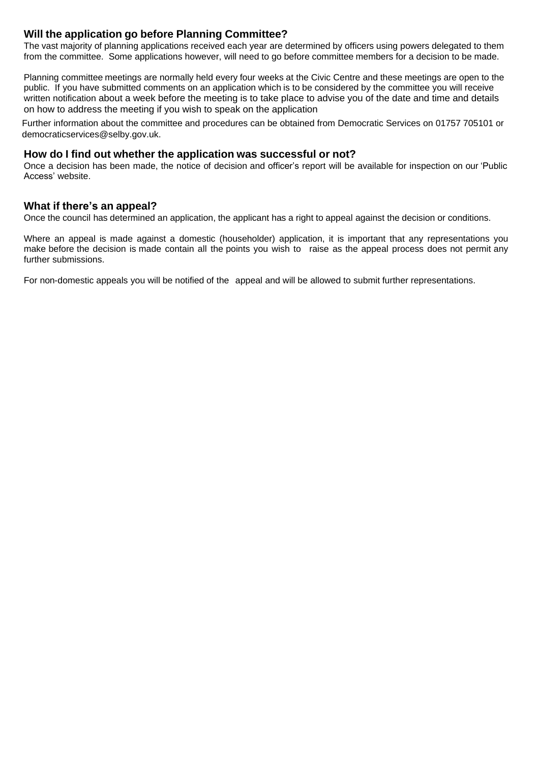## Will the application go before Planning Committee?

The vast majority of planning applications received each year are determined by officers using powers delegated to them from the committee. Some applications however, will need to go before committee members for a decision to be made.

Planning committee meetings are normally held every four weeks at the Civic Centre and these meetings are open to the public. If you have submitted comments on an application which is to be considered by the committee you will receive written notification about a week before the meeting is to take place to advise you of the date and time and details on how to address the meeting if you wish to speak on the application

Further information about the committee and procedures can be obtained from Democratic Services on 01757 705101 or democraticservices@selby.gov.uk.

## How do I find out whether the application was successful or not?

Once a decision has been made, the notice of decision and officer's report will be available for inspection on our 'Public Access' website.

## What if there's an appeal?

Once the council has determined an application, the applicant has a right to appeal against the decision or conditions.

Where an appeal is made against a domestic (householder) application, it is important that any representations you make before the decision is made contain all the points you wish to raise as the appeal process does not permit any further submissions.

For non-domestic appeals you will be notified of the appeal and will be allowed to submit further representations.